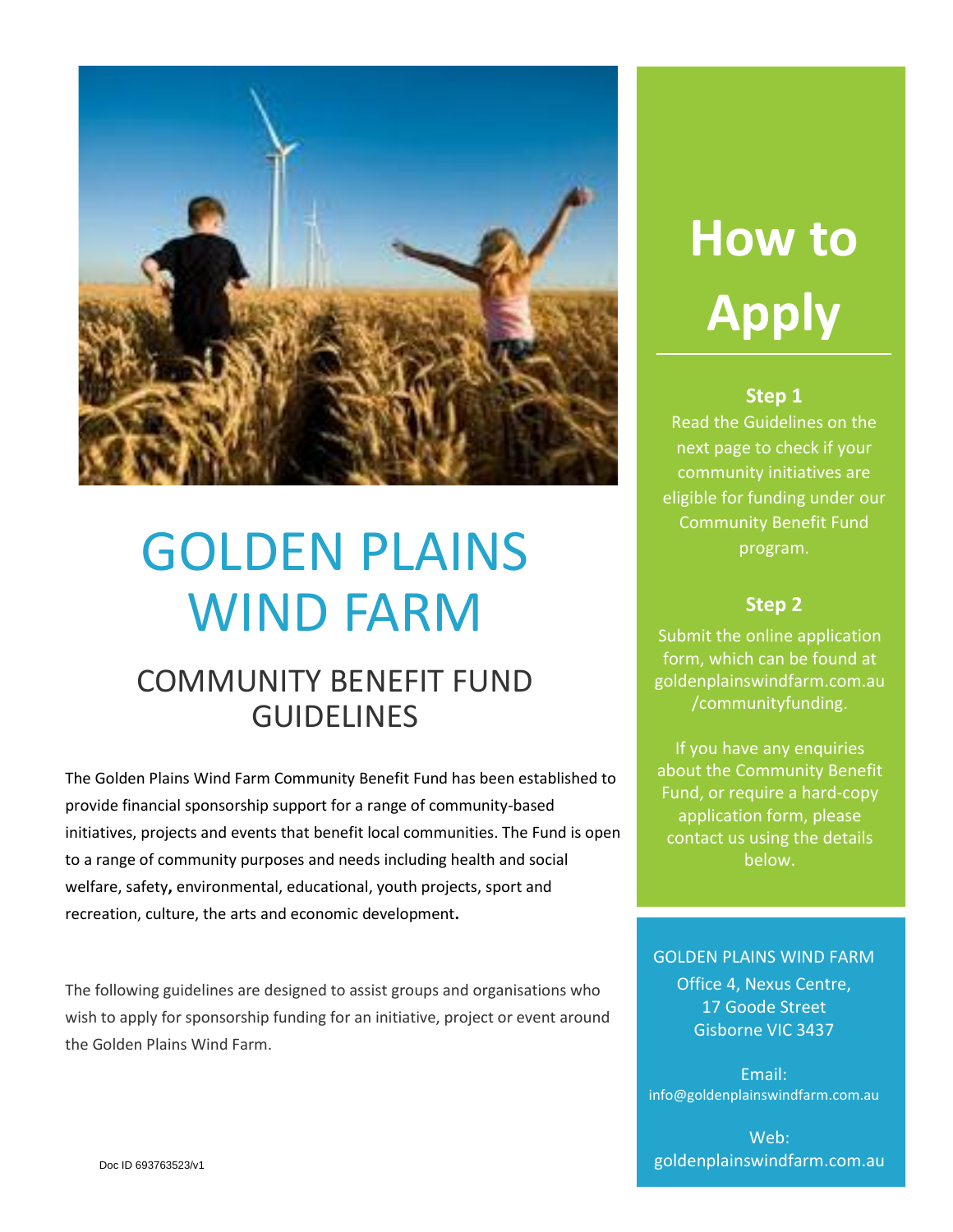# GOLDEN PLAINS WIND FARM

## COMMUNITY BENEFIT FUND GUIDELINES

The Golden Plains Wind Farm Community Benefit Fund has been established to provide financial sponsorship support for a range of community-based initiatives, projects and events that benefit local communities. The Fund is open to a range of community purposes and needs including health and social welfare, safety**,** environmental, educational, youth projects, sport and recreation, culture, the arts and economic development**.**

The following guidelines are designed to assist groups and organisations who wish to apply for sponsorship funding for an initiative, project or event around the Golden Plains Wind Farm.

Doc ID 693763523/v1

# How to Apply

**Step 1**

Read the Guidelines on the next page to check if your community initiatives are eligible for funding under our Community Benefit Fund program.

**Step 2**

Submit the online application form, which can be found at goldenplainswindfarm.com.au /communityfunding.

If you have any enquiries about the Community Benefit Fund, or require a hard-copy application form, please contact us using the details below.

GOLDEN PLAINS WIND FARM
Office 4, Nexus Centre,
17 Goode Street
Gisborne VIC 3437

Email:
info@goldenplainswindfarm.com.au

Web:
goldenplainswindfarm.com.au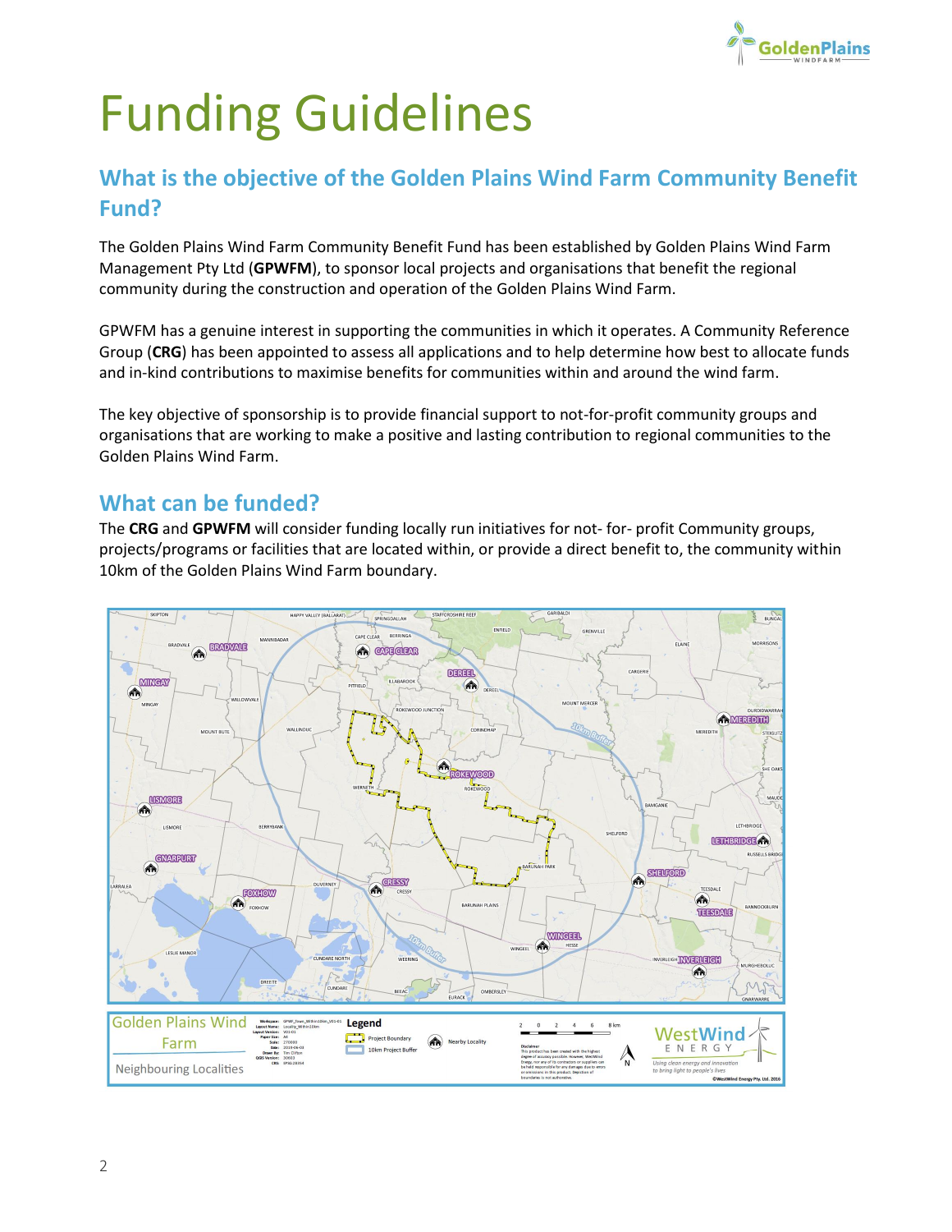# Funding Guidelines

## What is the objective of the Golden Plains Wind Farm Community Benefit Fund?

The Golden Plains Wind Farm Community Benefit Fund has been established by Golden Plains Wind Farm Management Pty Ltd (**GPWFM**), to sponsor local projects and organisations that benefit the regional community during the construction and operation of the Golden Plains Wind Farm.

GPWFM has a genuine interest in supporting the communities in which it operates. A Community Reference Group (**CRG**) has been appointed to assess all applications and to help determine how best to allocate funds and in-kind contributions to maximise benefits for communities within and around the wind farm.

The key objective of sponsorship is to provide financial support to not-for-profit community groups and organisations that are working to make a positive and lasting contribution to regional communities to the Golden Plains Wind Farm.

## What can be funded?

The **CRG** and **GPWFM** will consider funding locally run initiatives for not- for- profit Community groups, projects/programs or facilities that are located within, or provide a direct benefit to, the community within 10km of the Golden Plains Wind Farm boundary.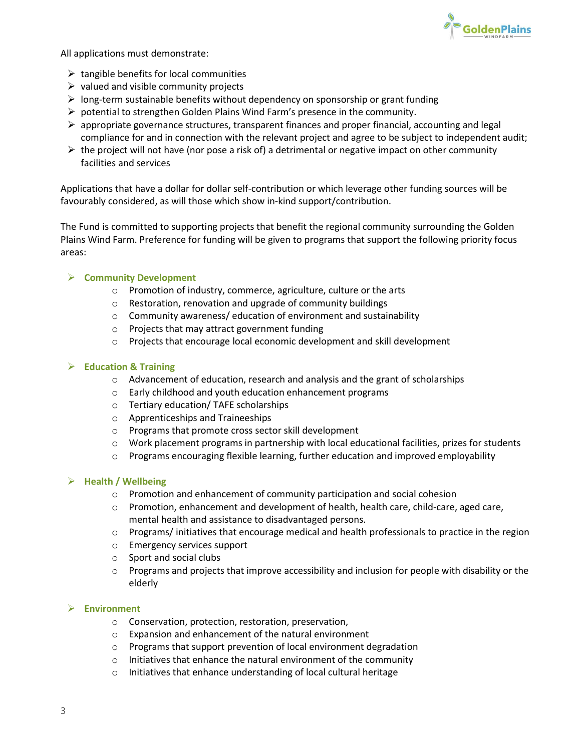All applications must demonstrate:

- tangible benefits for local communities
- valued and visible community projects
- long-term sustainable benefits without dependency on sponsorship or grant funding
- potential to strengthen Golden Plains Wind Farm's presence in the community.
- appropriate governance structures, transparent finances and proper financial, accounting and legal compliance for and in connection with the relevant project and agree to be subject to independent audit;
- the project will not have (nor pose a risk of) a detrimental or negative impact on other community facilities and services

Applications that have a dollar for dollar self-contribution or which leverage other funding sources will be favourably considered, as will those which show in-kind support/contribution.

The Fund is committed to supporting projects that benefit the regional community surrounding the Golden Plains Wind Farm. Preference for funding will be given to programs that support the following priority focus areas:

- **Community Development**
  - Promotion of industry, commerce, agriculture, culture or the arts
  - Restoration, renovation and upgrade of community buildings
  - Community awareness/ education of environment and sustainability
  - Projects that may attract government funding
  - Projects that encourage local economic development and skill development

- **Education & Training**
  - Advancement of education, research and analysis and the grant of scholarships
  - Early childhood and youth education enhancement programs
  - Tertiary education/ TAFE scholarships
  - Apprenticeships and Traineeships
  - Programs that promote cross sector skill development
  - Work placement programs in partnership with local educational facilities, prizes for students
  - Programs encouraging flexible learning, further education and improved employability

- **Health / Wellbeing**
  - Promotion and enhancement of community participation and social cohesion
  - Promotion, enhancement and development of health, health care, child-care, aged care, mental health and assistance to disadvantaged persons.
  - Programs/ initiatives that encourage medical and health professionals to practice in the region
  - Emergency services support
  - Sport and social clubs
  - Programs and projects that improve accessibility and inclusion for people with disability or the elderly

- **Environment**
  - Conservation, protection, restoration, preservation,
  - Expansion and enhancement of the natural environment
  - Programs that support prevention of local environment degradation
  - Initiatives that enhance the natural environment of the community
  - Initiatives that enhance understanding of local cultural heritage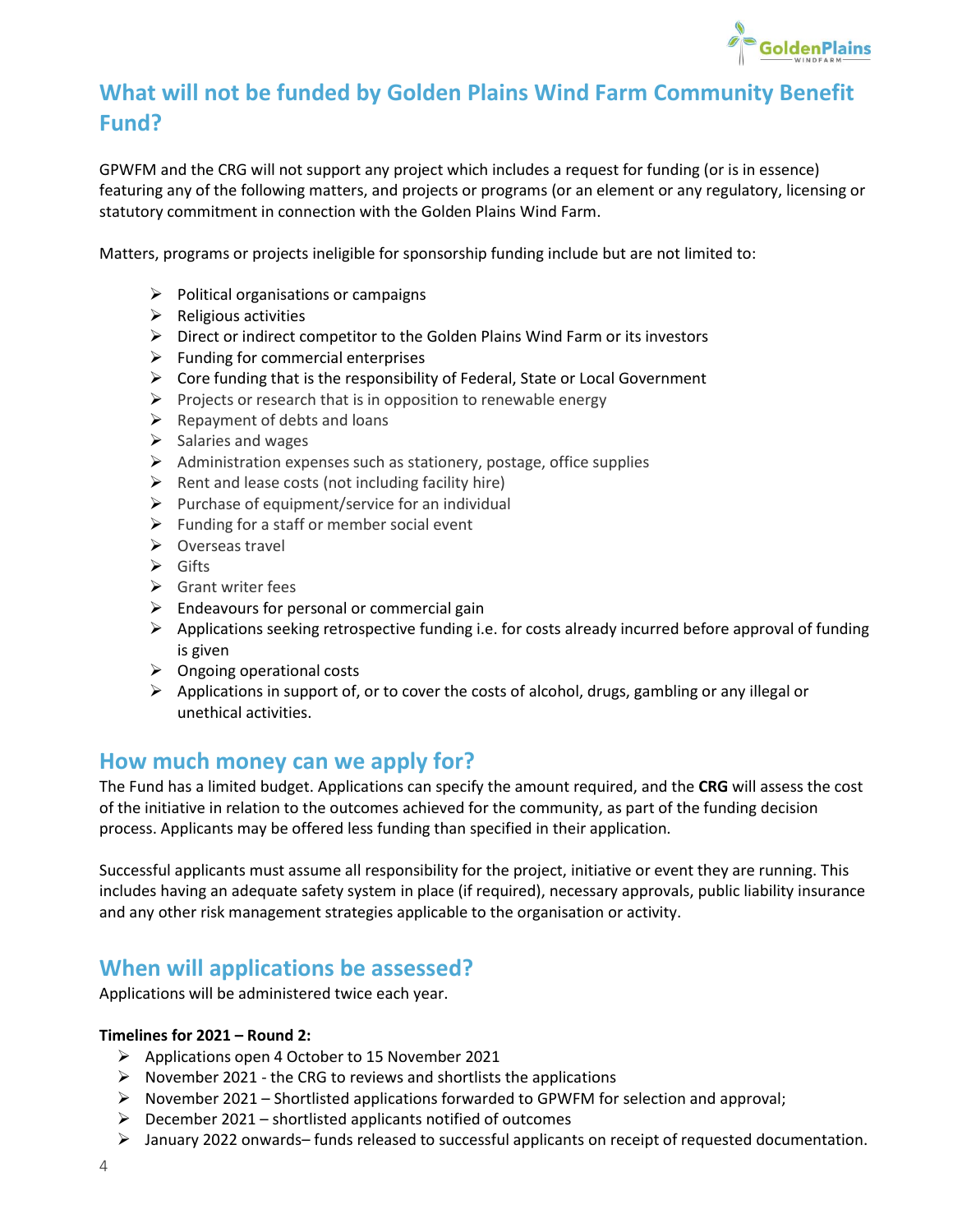## What will not be funded by Golden Plains Wind Farm Community Benefit Fund?

GPWFM and the CRG will not support any project which includes a request for funding (or is in essence) featuring any of the following matters, and projects or programs (or an element or any regulatory, licensing or statutory commitment in connection with the Golden Plains Wind Farm.

Matters, programs or projects ineligible for sponsorship funding include but are not limited to:

- Political organisations or campaigns
- Religious activities
- Direct or indirect competitor to the Golden Plains Wind Farm or its investors
- Funding for commercial enterprises
- Core funding that is the responsibility of Federal, State or Local Government
- Projects or research that is in opposition to renewable energy
- Repayment of debts and loans
- Salaries and wages
- Administration expenses such as stationery, postage, office supplies
- Rent and lease costs (not including facility hire)
- Purchase of equipment/service for an individual
- Funding for a staff or member social event
- Overseas travel
- Gifts
- Grant writer fees
- Endeavours for personal or commercial gain
- Applications seeking retrospective funding i.e. for costs already incurred before approval of funding is given
- Ongoing operational costs
- Applications in support of, or to cover the costs of alcohol, drugs, gambling or any illegal or unethical activities.

## How much money can we apply for?

The Fund has a limited budget. Applications can specify the amount required, and the **CRG** will assess the cost of the initiative in relation to the outcomes achieved for the community, as part of the funding decision process. Applicants may be offered less funding than specified in their application.

Successful applicants must assume all responsibility for the project, initiative or event they are running. This includes having an adequate safety system in place (if required), necessary approvals, public liability insurance and any other risk management strategies applicable to the organisation or activity.

## When will applications be assessed?

Applications will be administered twice each year.

**Timelines for 2021 – Round 2:**

- Applications open 4 October to 15 November 2021
- November 2021 - the CRG to reviews and shortlists the applications
- November 2021 – Shortlisted applications forwarded to GPWFM for selection and approval;
- December 2021 – shortlisted applicants notified of outcomes
- January 2022 onwards– funds released to successful applicants on receipt of requested documentation.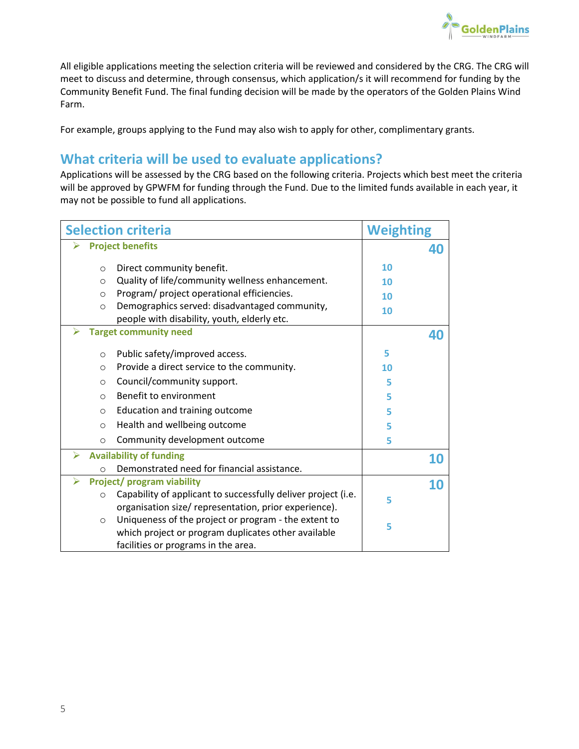All eligible applications meeting the selection criteria will be reviewed and considered by the CRG. The CRG will meet to discuss and determine, through consensus, which application/s it will recommend for funding by the Community Benefit Fund. The final funding decision will be made by the operators of the Golden Plains Wind Farm.

For example, groups applying to the Fund may also wish to apply for other, complimentary grants.

## What criteria will be used to evaluate applications?

Applications will be assessed by the CRG based on the following criteria. Projects which best meet the criteria will be approved by GPWFM for funding through the Fund. Due to the limited funds available in each year, it may not be possible to fund all applications.

| Selection criteria | Weighting | |
|---|---|---|
| **Project benefits** | | **40** |
| ○ Direct community benefit. | 10 | |
| ○ Quality of life/community wellness enhancement. | 10 | |
| ○ Program/ project operational efficiencies. | 10 | |
| ○ Demographics served: disadvantaged community, people with disability, youth, elderly etc. | 10 | |
| **Target community need** | | **40** |
| ○ Public safety/improved access. | 5 | |
| ○ Provide a direct service to the community. | 10 | |
| ○ Council/community support. | 5 | |
| ○ Benefit to environment | 5 | |
| ○ Education and training outcome | 5 | |
| ○ Health and wellbeing outcome | 5 | |
| ○ Community development outcome | 5 | |
| **Availability of funding** | | **10** |
| ○ Demonstrated need for financial assistance. | | |
| **Project/ program viability** | | **10** |
| ○ Capability of applicant to successfully deliver project (i.e. organisation size/ representation, prior experience). | 5 | |
| ○ Uniqueness of the project or program - the extent to which project or program duplicates other available facilities or programs in the area. | 5 | |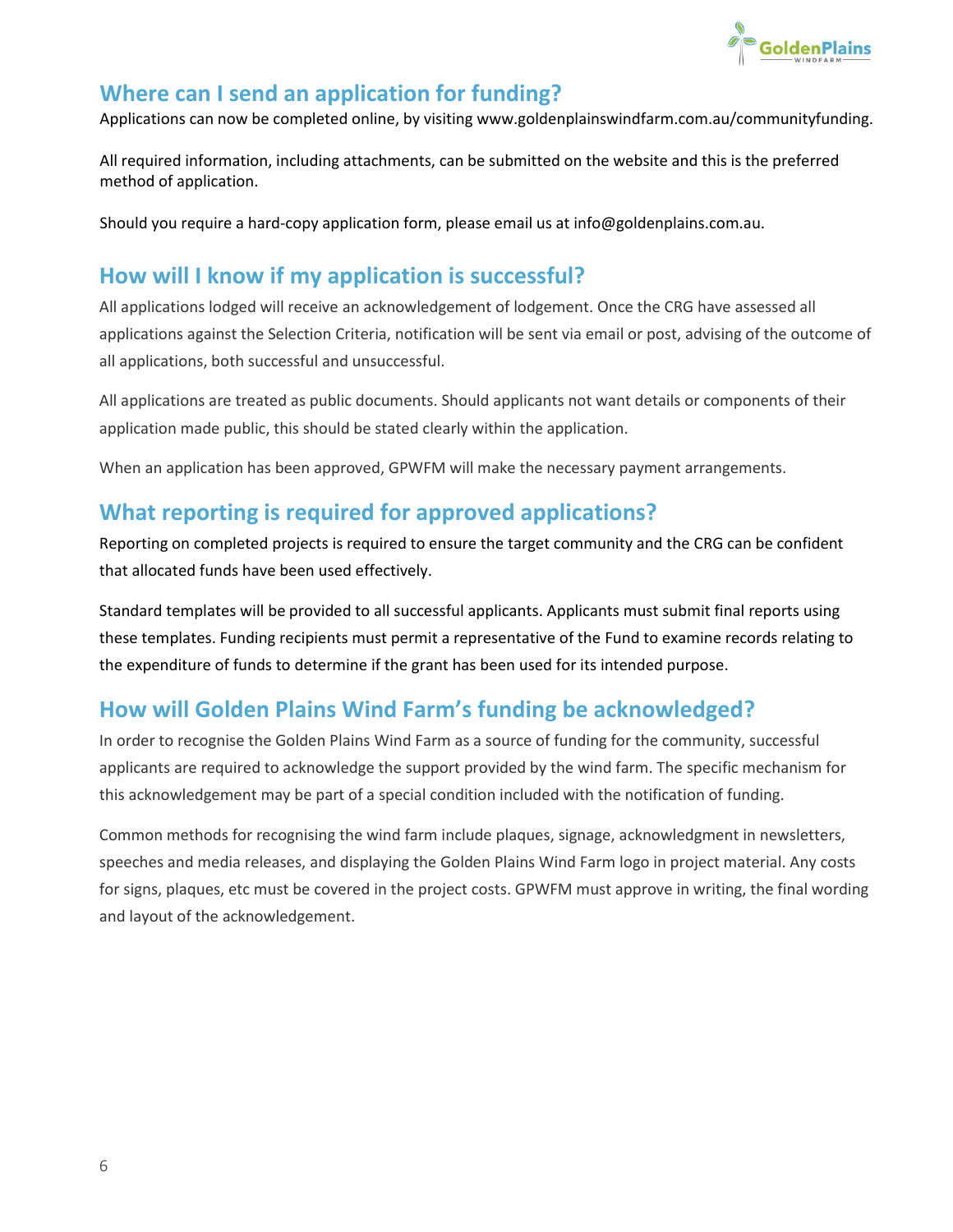## Where can I send an application for funding?

Applications can now be completed online, by visiting www.goldenplainswindfarm.com.au/communityfunding.

All required information, including attachments, can be submitted on the website and this is the preferred method of application.

Should you require a hard-copy application form, please email us at info@goldenplains.com.au.

## How will I know if my application is successful?

All applications lodged will receive an acknowledgement of lodgement. Once the CRG have assessed all applications against the Selection Criteria, notification will be sent via email or post, advising of the outcome of all applications, both successful and unsuccessful.

All applications are treated as public documents. Should applicants not want details or components of their application made public, this should be stated clearly within the application.

When an application has been approved, GPWFM will make the necessary payment arrangements.

## What reporting is required for approved applications?

Reporting on completed projects is required to ensure the target community and the CRG can be confident that allocated funds have been used effectively.

Standard templates will be provided to all successful applicants. Applicants must submit final reports using these templates. Funding recipients must permit a representative of the Fund to examine records relating to the expenditure of funds to determine if the grant has been used for its intended purpose.

## How will Golden Plains Wind Farm's funding be acknowledged?

In order to recognise the Golden Plains Wind Farm as a source of funding for the community, successful applicants are required to acknowledge the support provided by the wind farm. The specific mechanism for this acknowledgement may be part of a special condition included with the notification of funding.

Common methods for recognising the wind farm include plaques, signage, acknowledgment in newsletters, speeches and media releases, and displaying the Golden Plains Wind Farm logo in project material. Any costs for signs, plaques, etc must be covered in the project costs. GPWFM must approve in writing, the final wording and layout of the acknowledgement.